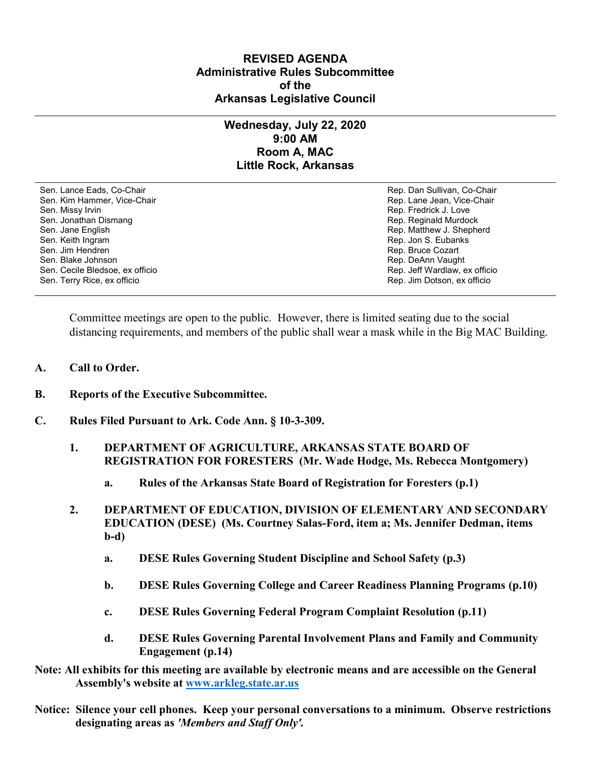# REVISED AGENDA
# Administrative Rules Subcommittee
# of the
# Arkansas Legislative Council

---

## Wednesday, July 22, 2020
## 9:00 AM
## Room A, MAC
## Little Rock, Arkansas

| Senate | House |
|---|---|
| Sen. Lance Eads, Co-Chair | Rep. Dan Sullivan, Co-Chair |
| Sen. Kim Hammer, Vice-Chair | Rep. Lane Jean, Vice-Chair |
| Sen. Missy Irvin | Rep. Fredrick J. Love |
| Sen. Jonathan Dismang | Rep. Reginald Murdock |
| Sen. Jane English | Rep. Matthew J. Shepherd |
| Sen. Keith Ingram | Rep. Jon S. Eubanks |
| Sen. Jim Hendren | Rep. Bruce Cozart |
| Sen. Blake Johnson | Rep. DeAnn Vaught |
| Sen. Cecile Bledsoe, ex officio | Rep. Jeff Wardlaw, ex officio |
| Sen. Terry Rice, ex officio | Rep. Jim Dotson, ex officio |

Committee meetings are open to the public. However, there is limited seating due to the social distancing requirements, and members of the public shall wear a mask while in the Big MAC Building.

**A. Call to Order.**

**B. Reports of the Executive Subcommittee.**

**C. Rules Filed Pursuant to Ark. Code Ann. § 10-3-309.**

1. **DEPARTMENT OF AGRICULTURE, ARKANSAS STATE BOARD OF REGISTRATION FOR FORESTERS (Mr. Wade Hodge, Ms. Rebecca Montgomery)**

   a. **Rules of the Arkansas State Board of Registration for Foresters (p.1)**

2. **DEPARTMENT OF EDUCATION, DIVISION OF ELEMENTARY AND SECONDARY EDUCATION (DESE) (Ms. Courtney Salas-Ford, item a; Ms. Jennifer Dedman, items b-d)**

   a. **DESE Rules Governing Student Discipline and School Safety (p.3)**

   b. **DESE Rules Governing College and Career Readiness Planning Programs (p.10)**

   c. **DESE Rules Governing Federal Program Complaint Resolution (p.11)**

   d. **DESE Rules Governing Parental Involvement Plans and Family and Community Engagement (p.14)**

**Note: All exhibits for this meeting are available by electronic means and are accessible on the General Assembly's website at [www.arkleg.state.ar.us](http://www.arkleg.state.ar.us)**

**Notice: Silence your cell phones. Keep your personal conversations to a minimum. Observe restrictions designating areas as *'Members and Staff Only'*.**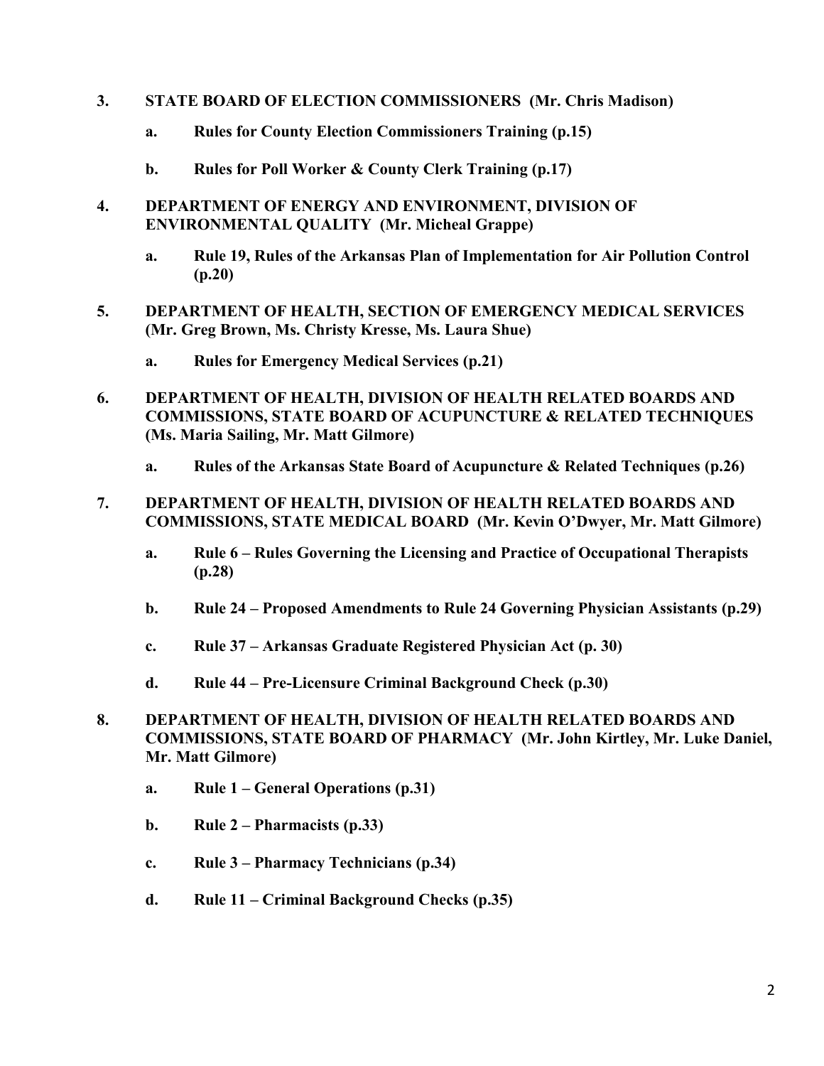3. **STATE BOARD OF ELECTION COMMISSIONERS (Mr. Chris Madison)**

    a. **Rules for County Election Commissioners Training (p.15)**

    b. **Rules for Poll Worker & County Clerk Training (p.17)**

4. **DEPARTMENT OF ENERGY AND ENVIRONMENT, DIVISION OF ENVIRONMENTAL QUALITY (Mr. Micheal Grappe)**

    a. **Rule 19, Rules of the Arkansas Plan of Implementation for Air Pollution Control (p.20)**

5. **DEPARTMENT OF HEALTH, SECTION OF EMERGENCY MEDICAL SERVICES (Mr. Greg Brown, Ms. Christy Kresse, Ms. Laura Shue)**

    a. **Rules for Emergency Medical Services (p.21)**

6. **DEPARTMENT OF HEALTH, DIVISION OF HEALTH RELATED BOARDS AND COMMISSIONS, STATE BOARD OF ACUPUNCTURE & RELATED TECHNIQUES (Ms. Maria Sailing, Mr. Matt Gilmore)**

    a. **Rules of the Arkansas State Board of Acupuncture & Related Techniques (p.26)**

7. **DEPARTMENT OF HEALTH, DIVISION OF HEALTH RELATED BOARDS AND COMMISSIONS, STATE MEDICAL BOARD (Mr. Kevin O'Dwyer, Mr. Matt Gilmore)**

    a. **Rule 6 – Rules Governing the Licensing and Practice of Occupational Therapists (p.28)**

    b. **Rule 24 – Proposed Amendments to Rule 24 Governing Physician Assistants (p.29)**

    c. **Rule 37 – Arkansas Graduate Registered Physician Act (p. 30)**

    d. **Rule 44 – Pre-Licensure Criminal Background Check (p.30)**

8. **DEPARTMENT OF HEALTH, DIVISION OF HEALTH RELATED BOARDS AND COMMISSIONS, STATE BOARD OF PHARMACY (Mr. John Kirtley, Mr. Luke Daniel, Mr. Matt Gilmore)**

    a. **Rule 1 – General Operations (p.31)**

    b. **Rule 2 – Pharmacists (p.33)**

    c. **Rule 3 – Pharmacy Technicians (p.34)**

    d. **Rule 11 – Criminal Background Checks (p.35)**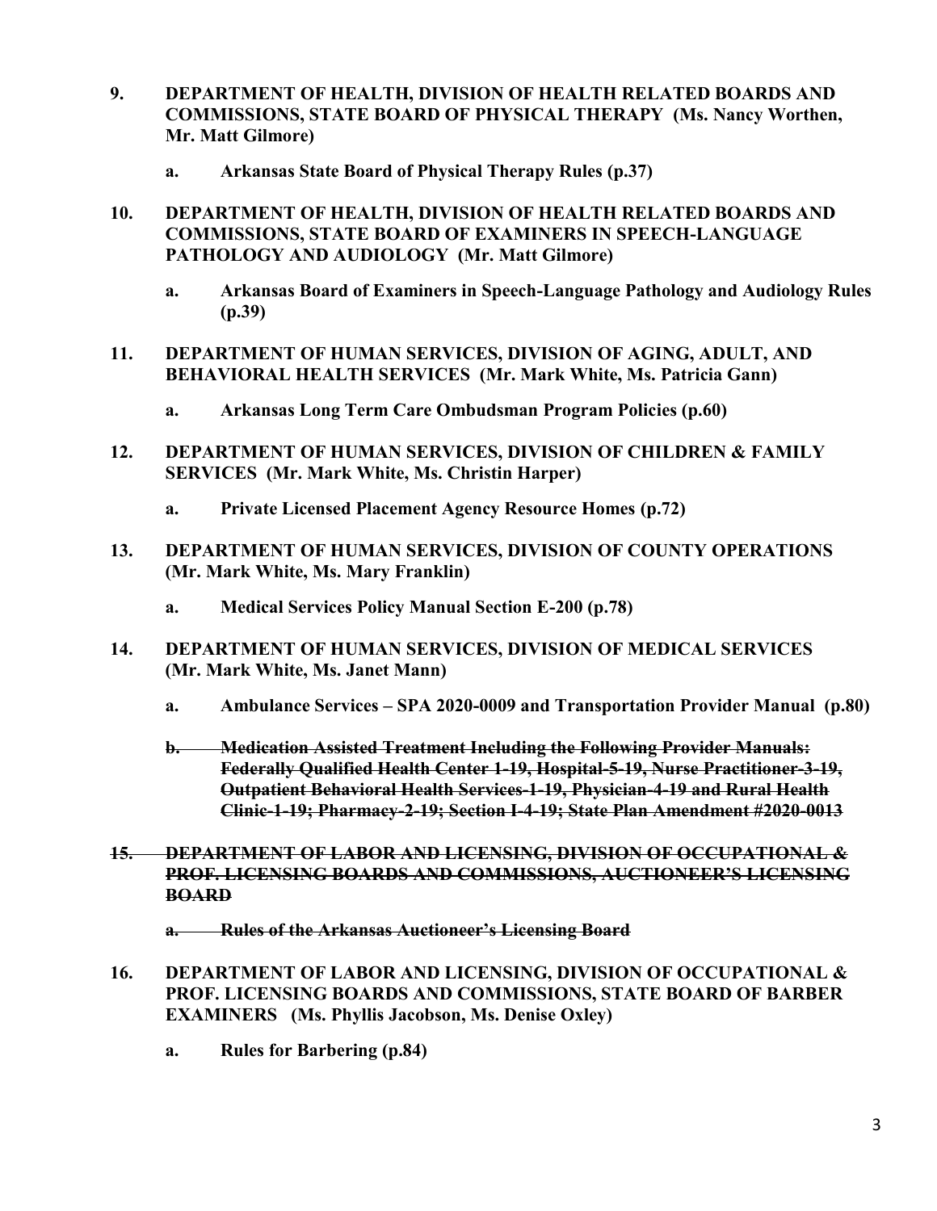**9. DEPARTMENT OF HEALTH, DIVISION OF HEALTH RELATED BOARDS AND COMMISSIONS, STATE BOARD OF PHYSICAL THERAPY (Ms. Nancy Worthen, Mr. Matt Gilmore)**

  **a. Arkansas State Board of Physical Therapy Rules (p.37)**

**10. DEPARTMENT OF HEALTH, DIVISION OF HEALTH RELATED BOARDS AND COMMISSIONS, STATE BOARD OF EXAMINERS IN SPEECH-LANGUAGE PATHOLOGY AND AUDIOLOGY (Mr. Matt Gilmore)**

  **a. Arkansas Board of Examiners in Speech-Language Pathology and Audiology Rules (p.39)**

**11. DEPARTMENT OF HUMAN SERVICES, DIVISION OF AGING, ADULT, AND BEHAVIORAL HEALTH SERVICES (Mr. Mark White, Ms. Patricia Gann)**

  **a. Arkansas Long Term Care Ombudsman Program Policies (p.60)**

**12. DEPARTMENT OF HUMAN SERVICES, DIVISION OF CHILDREN & FAMILY SERVICES (Mr. Mark White, Ms. Christin Harper)**

  **a. Private Licensed Placement Agency Resource Homes (p.72)**

**13. DEPARTMENT OF HUMAN SERVICES, DIVISION OF COUNTY OPERATIONS (Mr. Mark White, Ms. Mary Franklin)**

  **a. Medical Services Policy Manual Section E-200 (p.78)**

**14. DEPARTMENT OF HUMAN SERVICES, DIVISION OF MEDICAL SERVICES (Mr. Mark White, Ms. Janet Mann)**

  **a. Ambulance Services – SPA 2020-0009 and Transportation Provider Manual (p.80)**

  ~~**b. Medication Assisted Treatment Including the Following Provider Manuals: Federally Qualified Health Center 1-19, Hospital-5-19, Nurse Practitioner-3-19, Outpatient Behavioral Health Services-1-19, Physician-4-19 and Rural Health Clinic-1-19; Pharmacy-2-19; Section I-4-19; State Plan Amendment #2020-0013**~~

~~**15. DEPARTMENT OF LABOR AND LICENSING, DIVISION OF OCCUPATIONAL & PROF. LICENSING BOARDS AND COMMISSIONS, AUCTIONEER'S LICENSING BOARD**~~

  ~~**a. Rules of the Arkansas Auctioneer's Licensing Board**~~

**16. DEPARTMENT OF LABOR AND LICENSING, DIVISION OF OCCUPATIONAL & PROF. LICENSING BOARDS AND COMMISSIONS, STATE BOARD OF BARBER EXAMINERS (Ms. Phyllis Jacobson, Ms. Denise Oxley)**

  **a. Rules for Barbering (p.84)**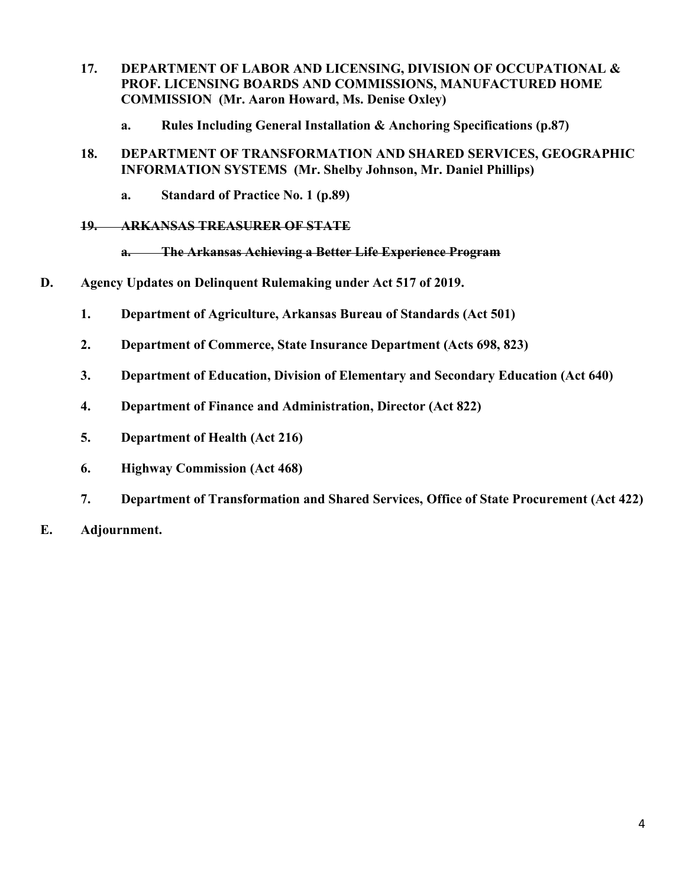17. **DEPARTMENT OF LABOR AND LICENSING, DIVISION OF OCCUPATIONAL & PROF. LICENSING BOARDS AND COMMISSIONS, MANUFACTURED HOME COMMISSION (Mr. Aaron Howard, Ms. Denise Oxley)**

    a. **Rules Including General Installation & Anchoring Specifications (p.87)**

18. **DEPARTMENT OF TRANSFORMATION AND SHARED SERVICES, GEOGRAPHIC INFORMATION SYSTEMS (Mr. Shelby Johnson, Mr. Daniel Phillips)**

    a. **Standard of Practice No. 1 (p.89)**

19. ~~**ARKANSAS TREASURER OF STATE**~~

    ~~a. **The Arkansas Achieving a Better Life Experience Program**~~

**D. Agency Updates on Delinquent Rulemaking under Act 517 of 2019.**

1. **Department of Agriculture, Arkansas Bureau of Standards (Act 501)**
2. **Department of Commerce, State Insurance Department (Acts 698, 823)**
3. **Department of Education, Division of Elementary and Secondary Education (Act 640)**
4. **Department of Finance and Administration, Director (Act 822)**
5. **Department of Health (Act 216)**
6. **Highway Commission (Act 468)**
7. **Department of Transformation and Shared Services, Office of State Procurement (Act 422)**

**E. Adjournment.**